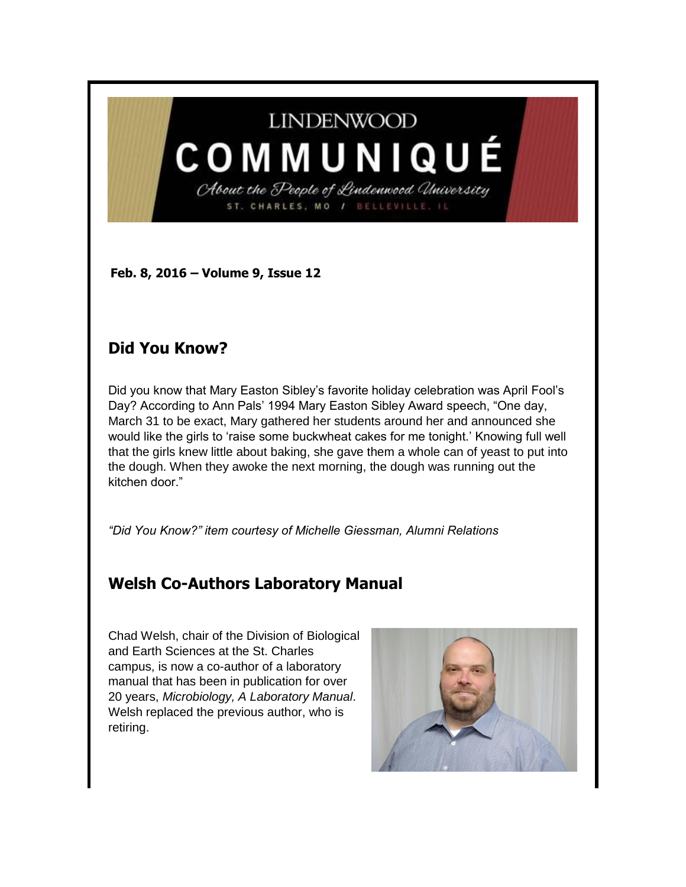# LINDENWOOD COMMUNIQUÉ

*About the People of Lindenwood University*

ST. CHARLES, MO / BELLEVILLE, IL

**Feb. 8, 2016 – Volume 9, Issue 12**

## Did You Know?

Did you know that Mary Easton Sibley's favorite holiday celebration was April Fool's Day? According to Ann Pals' 1994 Mary Easton Sibley Award speech, "One day, March 31 to be exact, Mary gathered her students around her and announced she would like the girls to 'raise some buckwheat cakes for me tonight.' Knowing full well that the girls knew little about baking, she gave them a whole can of yeast to put into the dough. When they awoke the next morning, the dough was running out the kitchen door."

*"Did You Know?" item courtesy of Michelle Giessman, Alumni Relations*

## Welsh Co-Authors Laboratory Manual

Chad Welsh, chair of the Division of Biological and Earth Sciences at the St. Charles campus, is now a co-author of a laboratory manual that has been in publication for over 20 years, *Microbiology, A Laboratory Manual*. Welsh replaced the previous author, who is retiring.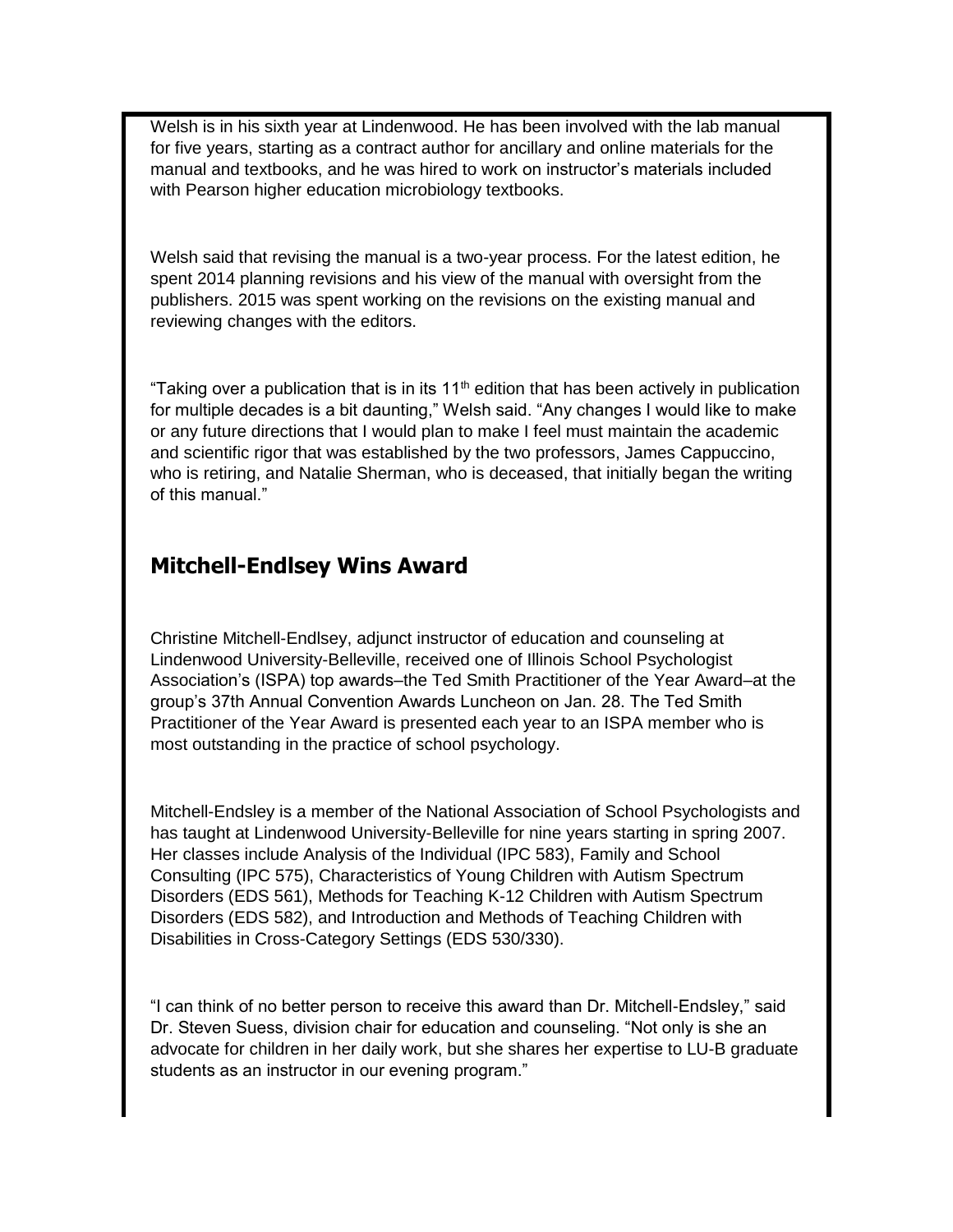Welsh is in his sixth year at Lindenwood. He has been involved with the lab manual for five years, starting as a contract author for ancillary and online materials for the manual and textbooks, and he was hired to work on instructor's materials included with Pearson higher education microbiology textbooks.

Welsh said that revising the manual is a two-year process. For the latest edition, he spent 2014 planning revisions and his view of the manual with oversight from the publishers. 2015 was spent working on the revisions on the existing manual and reviewing changes with the editors.

"Taking over a publication that is in its 11th edition that has been actively in publication for multiple decades is a bit daunting," Welsh said. "Any changes I would like to make or any future directions that I would plan to make I feel must maintain the academic and scientific rigor that was established by the two professors, James Cappuccino, who is retiring, and Natalie Sherman, who is deceased, that initially began the writing of this manual."

## Mitchell-Endlsey Wins Award

Christine Mitchell-Endlsey, adjunct instructor of education and counseling at Lindenwood University-Belleville, received one of Illinois School Psychologist Association's (ISPA) top awards–the Ted Smith Practitioner of the Year Award–at the group's 37th Annual Convention Awards Luncheon on Jan. 28. The Ted Smith Practitioner of the Year Award is presented each year to an ISPA member who is most outstanding in the practice of school psychology.

Mitchell-Endsley is a member of the National Association of School Psychologists and has taught at Lindenwood University-Belleville for nine years starting in spring 2007. Her classes include Analysis of the Individual (IPC 583), Family and School Consulting (IPC 575), Characteristics of Young Children with Autism Spectrum Disorders (EDS 561), Methods for Teaching K-12 Children with Autism Spectrum Disorders (EDS 582), and Introduction and Methods of Teaching Children with Disabilities in Cross-Category Settings (EDS 530/330).

"I can think of no better person to receive this award than Dr. Mitchell-Endsley," said Dr. Steven Suess, division chair for education and counseling. "Not only is she an advocate for children in her daily work, but she shares her expertise to LU-B graduate students as an instructor in our evening program."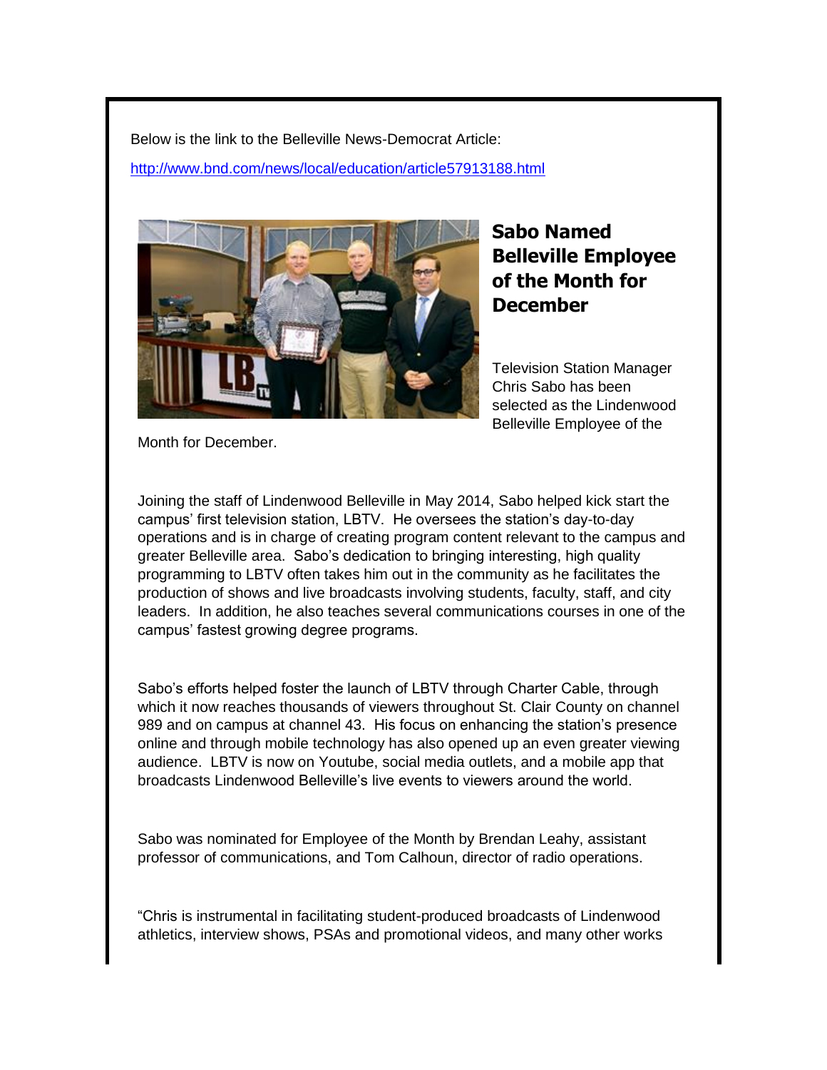Below is the link to the Belleville News-Democrat Article:

[http://www.bnd.com/news/local/education/article57913188.html](http://www.bnd.com/news/local/education/article57913188.html)

## Sabo Named Belleville Employee of the Month for December

Television Station Manager Chris Sabo has been selected as the Lindenwood Belleville Employee of the Month for December.

Joining the staff of Lindenwood Belleville in May 2014, Sabo helped kick start the campus' first television station, LBTV. He oversees the station's day-to-day operations and is in charge of creating program content relevant to the campus and greater Belleville area. Sabo's dedication to bringing interesting, high quality programming to LBTV often takes him out in the community as he facilitates the production of shows and live broadcasts involving students, faculty, staff, and city leaders. In addition, he also teaches several communications courses in one of the campus' fastest growing degree programs.

Sabo's efforts helped foster the launch of LBTV through Charter Cable, through which it now reaches thousands of viewers throughout St. Clair County on channel 989 and on campus at channel 43. His focus on enhancing the station's presence online and through mobile technology has also opened up an even greater viewing audience. LBTV is now on Youtube, social media outlets, and a mobile app that broadcasts Lindenwood Belleville's live events to viewers around the world.

Sabo was nominated for Employee of the Month by Brendan Leahy, assistant professor of communications, and Tom Calhoun, director of radio operations.

"Chris is instrumental in facilitating student-produced broadcasts of Lindenwood athletics, interview shows, PSAs and promotional videos, and many other works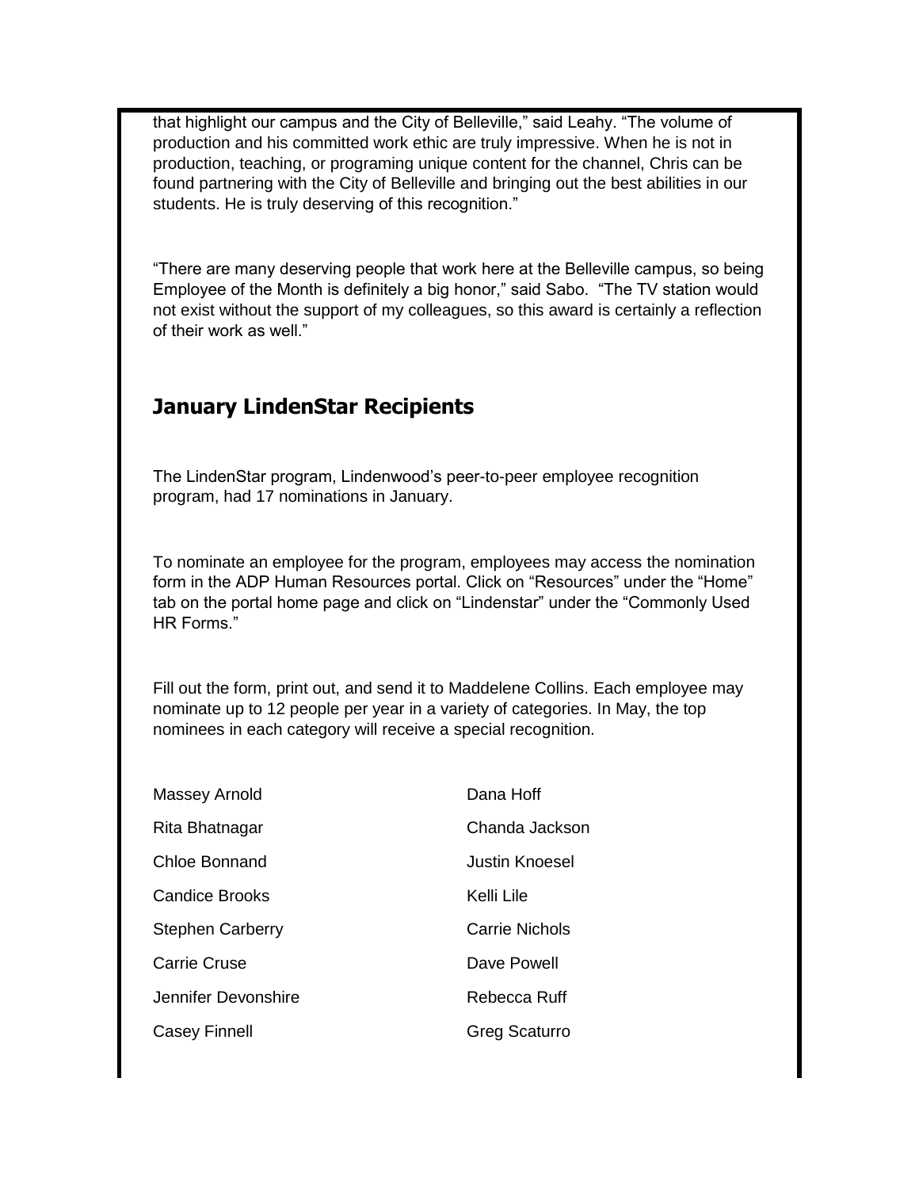that highlight our campus and the City of Belleville," said Leahy. "The volume of production and his committed work ethic are truly impressive. When he is not in production, teaching, or programing unique content for the channel, Chris can be found partnering with the City of Belleville and bringing out the best abilities in our students. He is truly deserving of this recognition."

"There are many deserving people that work here at the Belleville campus, so being Employee of the Month is definitely a big honor," said Sabo. "The TV station would not exist without the support of my colleagues, so this award is certainly a reflection of their work as well."

## January LindenStar Recipients

The LindenStar program, Lindenwood's peer-to-peer employee recognition program, had 17 nominations in January.

To nominate an employee for the program, employees may access the nomination form in the ADP Human Resources portal. Click on "Resources" under the "Home" tab on the portal home page and click on "Lindenstar" under the "Commonly Used HR Forms."

Fill out the form, print out, and send it to Maddelene Collins. Each employee may nominate up to 12 people per year in a variety of categories. In May, the top nominees in each category will receive a special recognition.

Massey Arnold
Rita Bhatnagar
Chloe Bonnand
Candice Brooks
Stephen Carberry
Carrie Cruse
Jennifer Devonshire
Casey Finnell
Dana Hoff
Chanda Jackson
Justin Knoesel
Kelli Lile
Carrie Nichols
Dave Powell
Rebecca Ruff
Greg Scaturro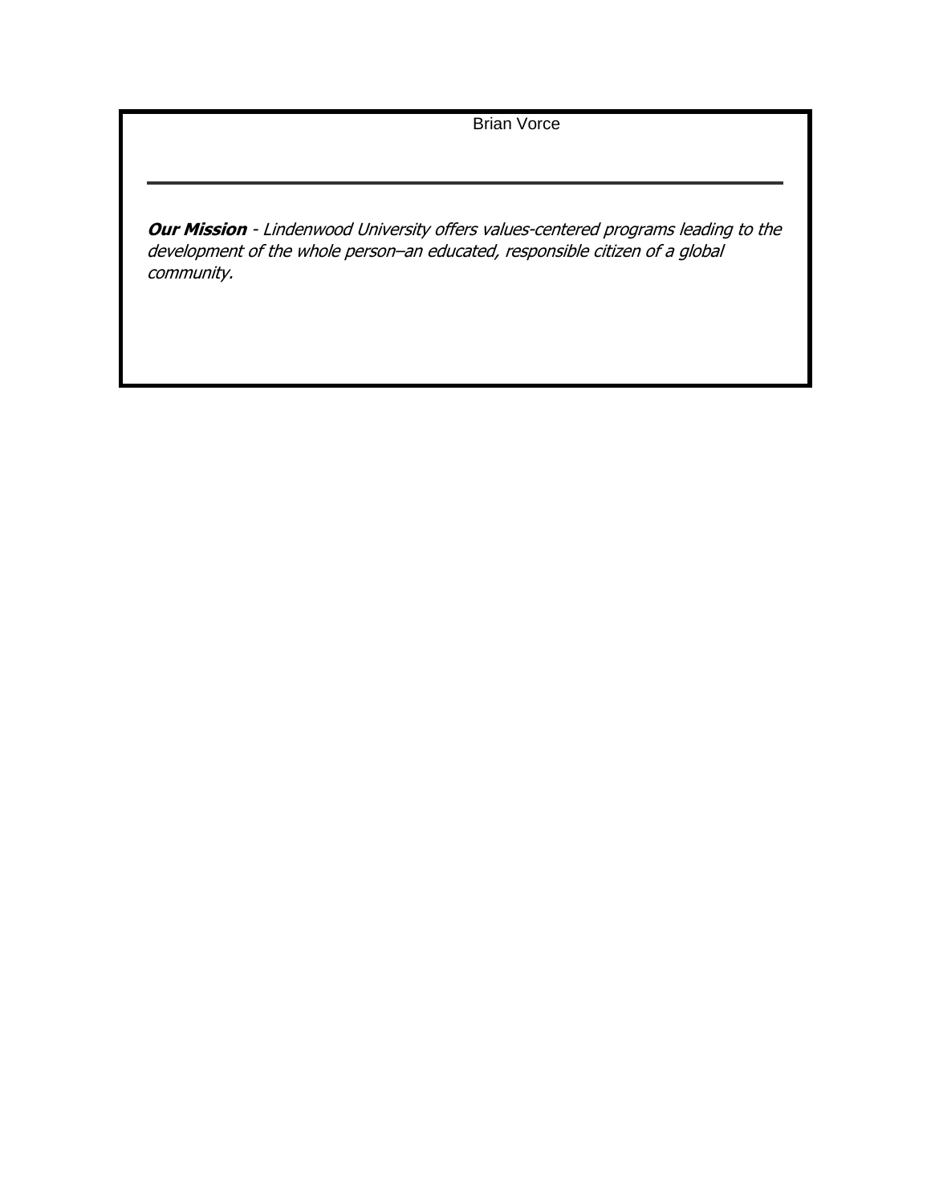Brian Vorce

---

***Our Mission*** *- Lindenwood University offers values-centered programs leading to the development of the whole person–an educated, responsible citizen of a global community.*